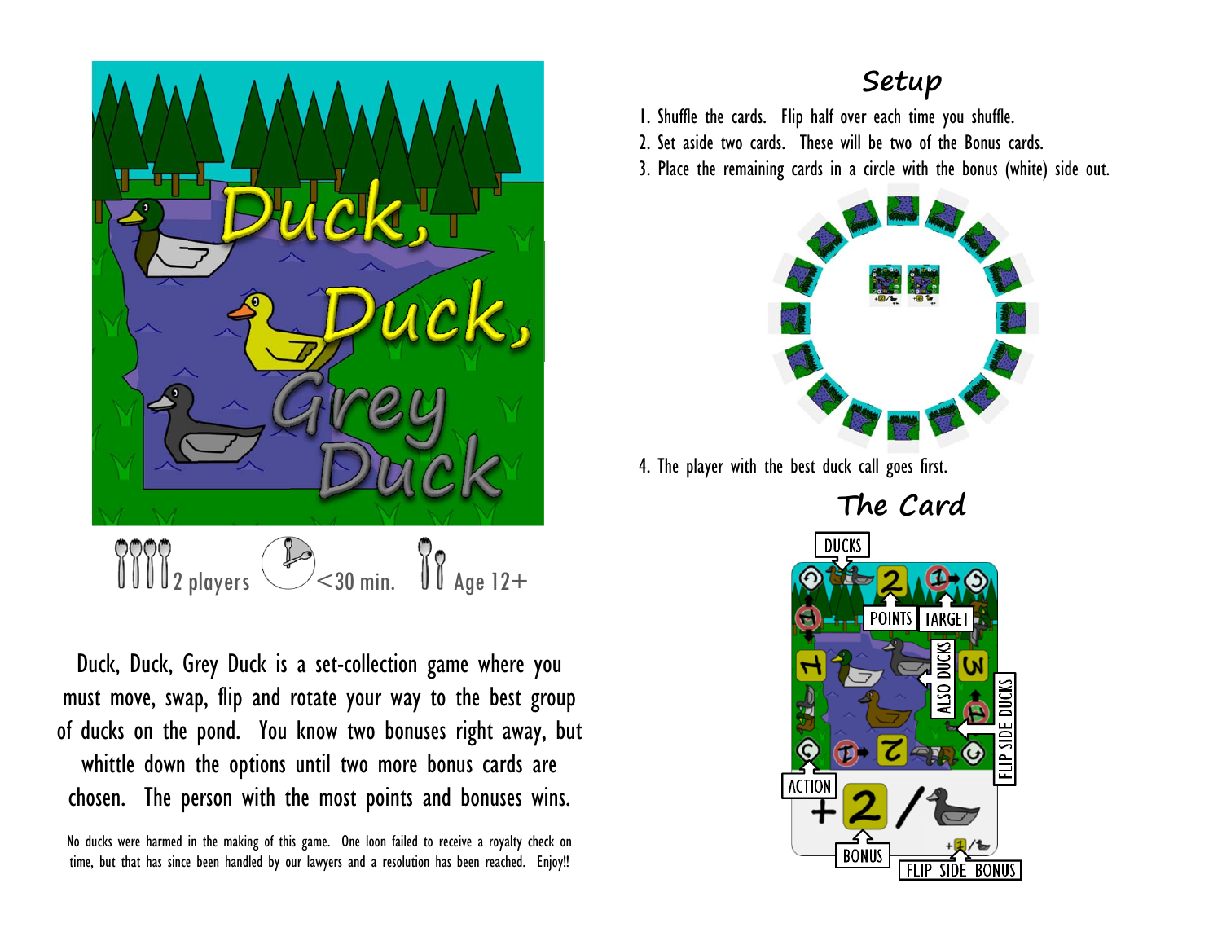# Duck, Duck, Grey Duck

2 players <30 min. Age 12+

Duck, Duck, Grey Duck is a set-collection game where you must move, swap, flip and rotate your way to the best group of ducks on the pond. You know two bonuses right away, but whittle down the options until two more bonus cards are chosen. The person with the most points and bonuses wins.

No ducks were harmed in the making of this game. One loon failed to receive a royalty check on time, but that has since been handled by our lawyers and a resolution has been reached. Enjoy!!

## Setup

1. Shuffle the cards. Flip half over each time you shuffle.
2. Set aside two cards. These will be two of the Bonus cards.
3. Place the remaining cards in a circle with the bonus (white) side out.
4. The player with the best duck call goes first.

## The Card

DUCKS, POINTS, TARGET, ALSO DUCKS, FLIP SIDE DUCKS, ACTION, BONUS, FLIP SIDE BONUS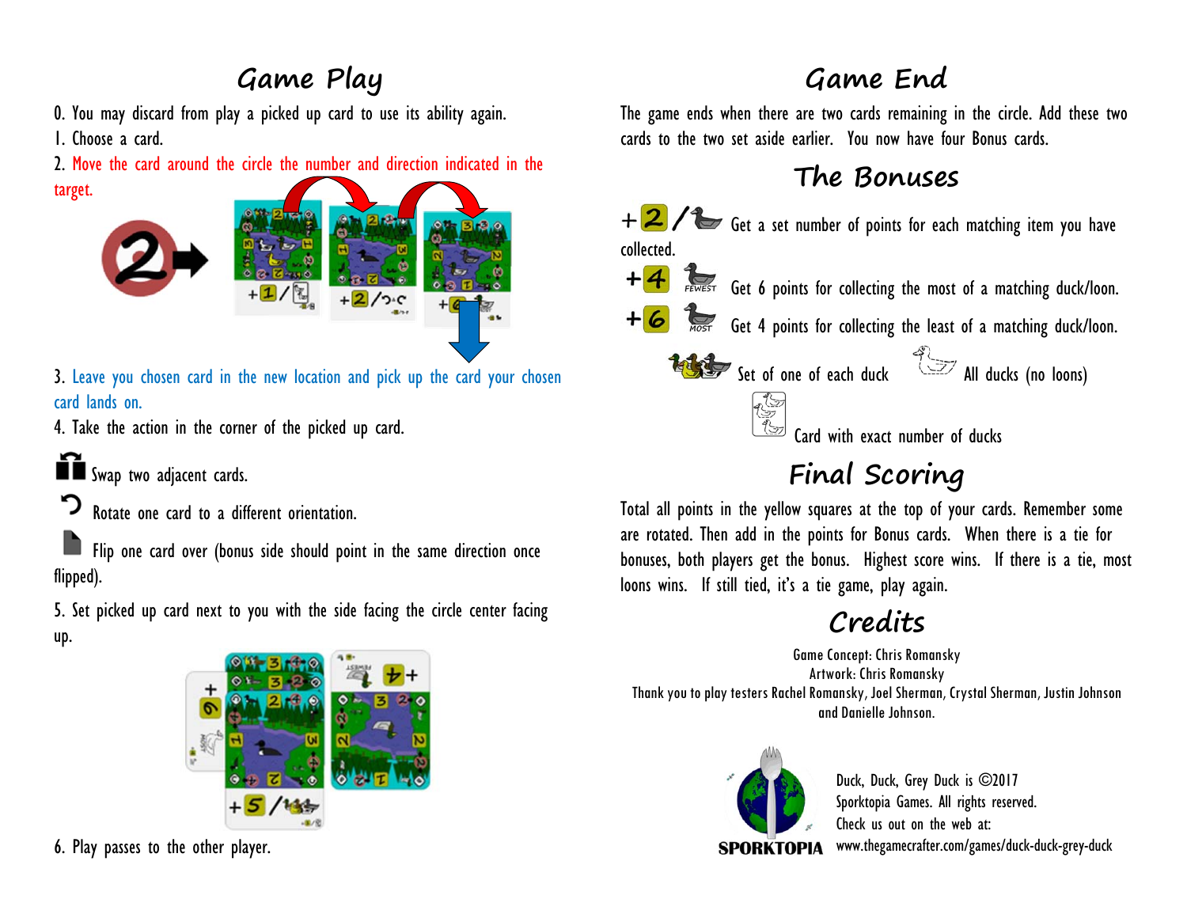# Game Play

0. You may discard from play a picked up card to use its ability again.
1. Choose a card.
2. Move the card around the circle the number and direction indicated in the target.
3. Leave you chosen card in the new location and pick up the card your chosen card lands on.
4. Take the action in the corner of the picked up card.

Swap two adjacent cards.

Rotate one card to a different orientation.

Flip one card over (bonus side should point in the same direction once flipped).

5. Set picked up card next to you with the side facing the circle center facing up.
6. Play passes to the other player.

# Game End

The game ends when there are two cards remaining in the circle. Add these two cards to the two set aside earlier. You now have four Bonus cards.

# The Bonuses

+2 / Get a set number of points for each matching item you have collected.

+4 FEWEST Get 6 points for collecting the most of a matching duck/loon.

+6 MOST Get 4 points for collecting the least of a matching duck/loon.

Set of one of each duck

All ducks (no loons)

Card with exact number of ducks

# Final Scoring

Total all points in the yellow squares at the top of your cards. Remember some are rotated. Then add in the points for Bonus cards. When there is a tie for bonuses, both players get the bonus. Highest score wins. If there is a tie, most loons wins. If still tied, it's a tie game, play again.

# Credits

Game Concept: Chris Romansky
Artwork: Chris Romansky
Thank you to play testers Rachel Romansky, Joel Sherman, Crystal Sherman, Justin Johnson and Danielle Johnson.

SPORKTOPIA

Duck, Duck, Grey Duck is ©2017 Sporktopia Games. All rights reserved.
Check us out on the web at:
www.thegamecrafter.com/games/duck-duck-grey-duck